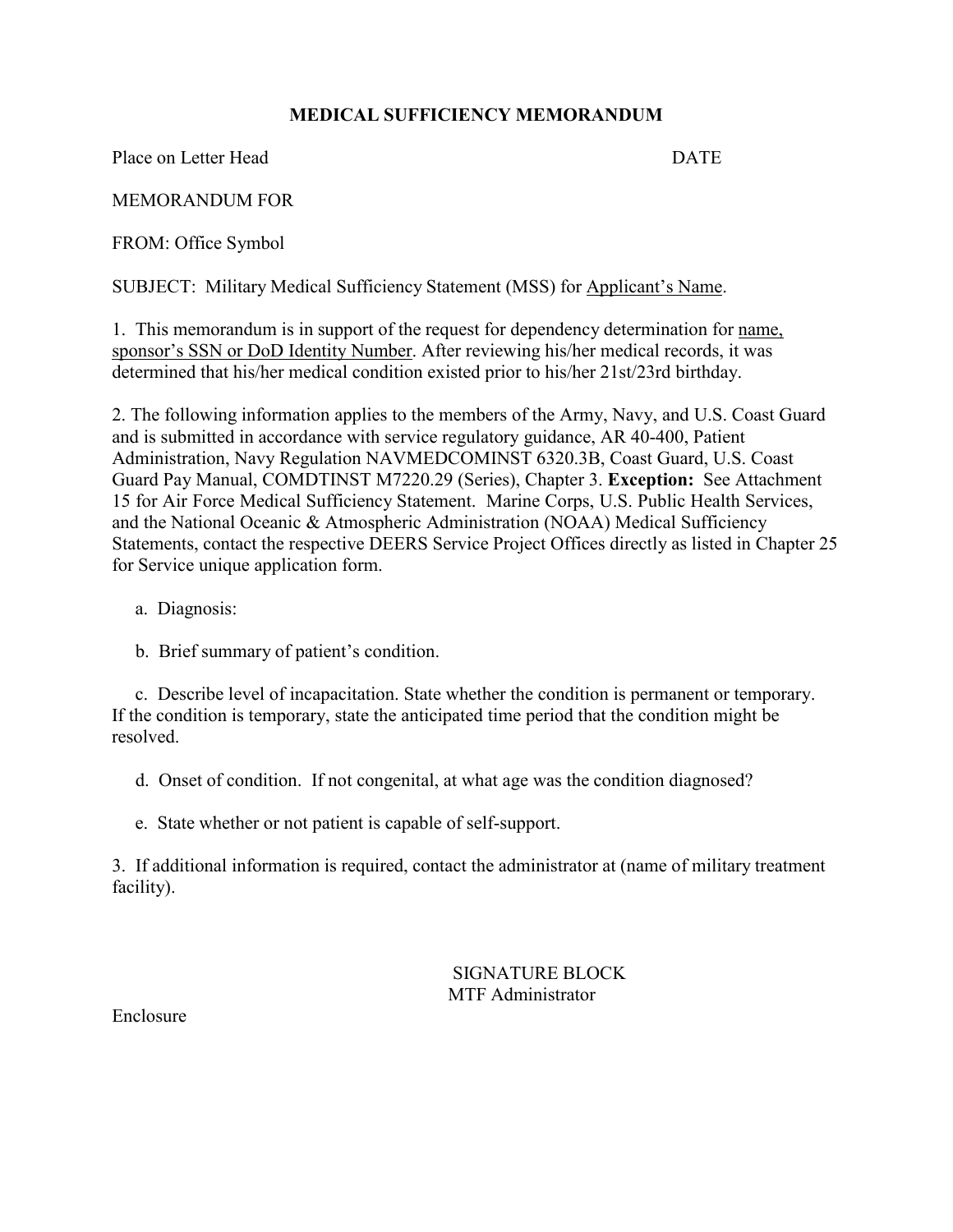# MEDICAL SUFFICIENCY MEMORANDUM

Place on Letter Head DATE

MEMORANDUM FOR

FROM: Office Symbol

SUBJECT: Military Medical Sufficiency Statement (MSS) for Applicant's Name.

1. This memorandum is in support of the request for dependency determination for name, sponsor's SSN or DoD Identity Number. After reviewing his/her medical records, it was determined that his/her medical condition existed prior to his/her 21st/23rd birthday.

2. The following information applies to the members of the Army, Navy, and U.S. Coast Guard and is submitted in accordance with service regulatory guidance, AR 40-400, Patient Administration, Navy Regulation NAVMEDCOMINST 6320.3B, Coast Guard, U.S. Coast Guard Pay Manual, COMDTINST M7220.29 (Series), Chapter 3. **Exception:** See Attachment 15 for Air Force Medical Sufficiency Statement. Marine Corps, U.S. Public Health Services, and the National Oceanic & Atmospheric Administration (NOAA) Medical Sufficiency Statements, contact the respective DEERS Service Project Offices directly as listed in Chapter 25 for Service unique application form.

   a. Diagnosis:

   b. Brief summary of patient's condition.

   c. Describe level of incapacitation. State whether the condition is permanent or temporary. If the condition is temporary, state the anticipated time period that the condition might be resolved.

   d. Onset of condition. If not congenital, at what age was the condition diagnosed?

   e. State whether or not patient is capable of self-support.

3. If additional information is required, contact the administrator at (name of military treatment facility).

SIGNATURE BLOCK
MTF Administrator

Enclosure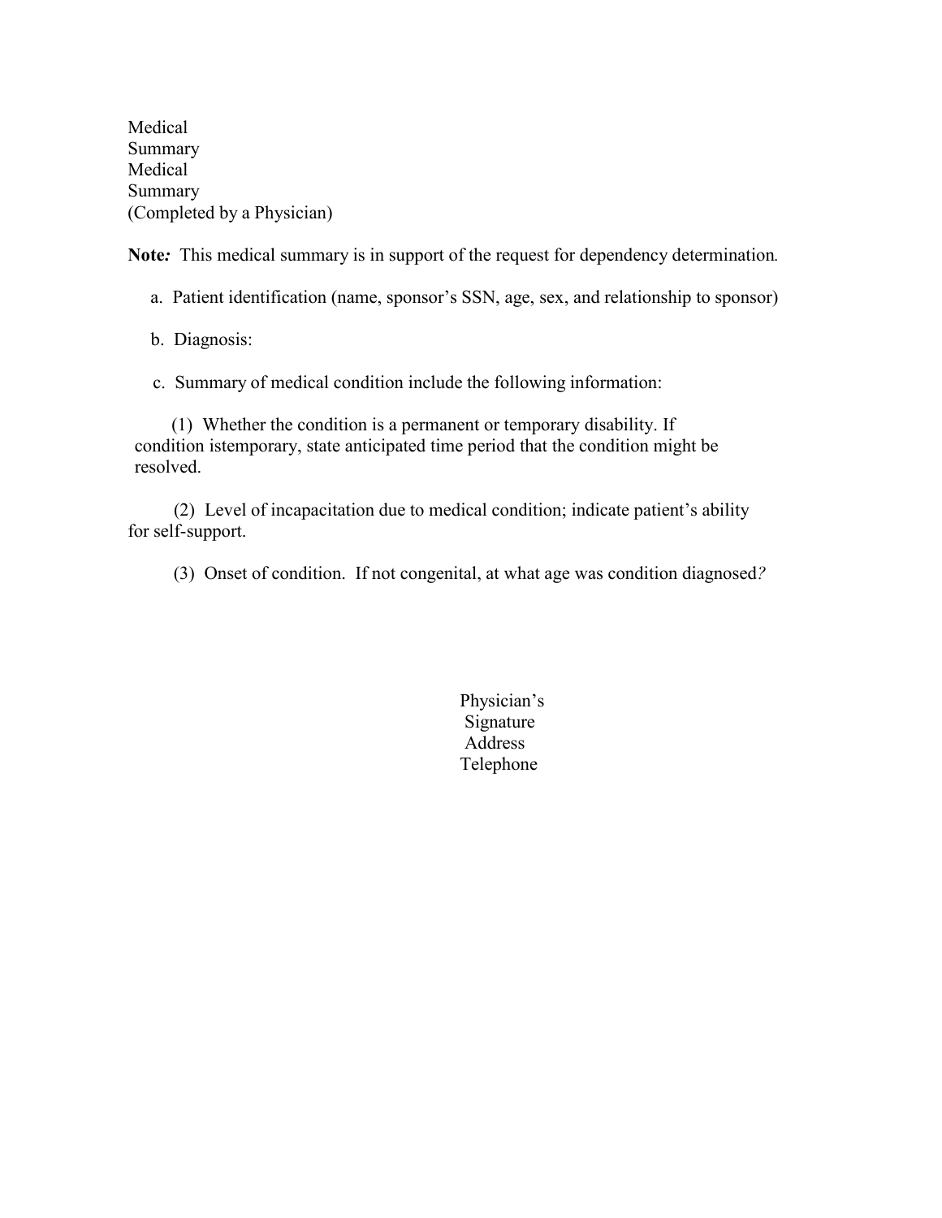Medical
Summary
Medical
Summary
(Completed by a Physician)

**Note***:* This medical summary is in support of the request for dependency determination*.*

a. Patient identification (name, sponsor's SSN, age, sex, and relationship to sponsor)

b. Diagnosis:

c. Summary of medical condition include the following information:

(1) Whether the condition is a permanent or temporary disability. If condition istemporary, state anticipated time period that the condition might be resolved.

(2) Level of incapacitation due to medical condition; indicate patient's ability for self-support.

(3) Onset of condition. If not congenital, at what age was condition diagnosed*?*

Physician's
Signature
Address
Telephone